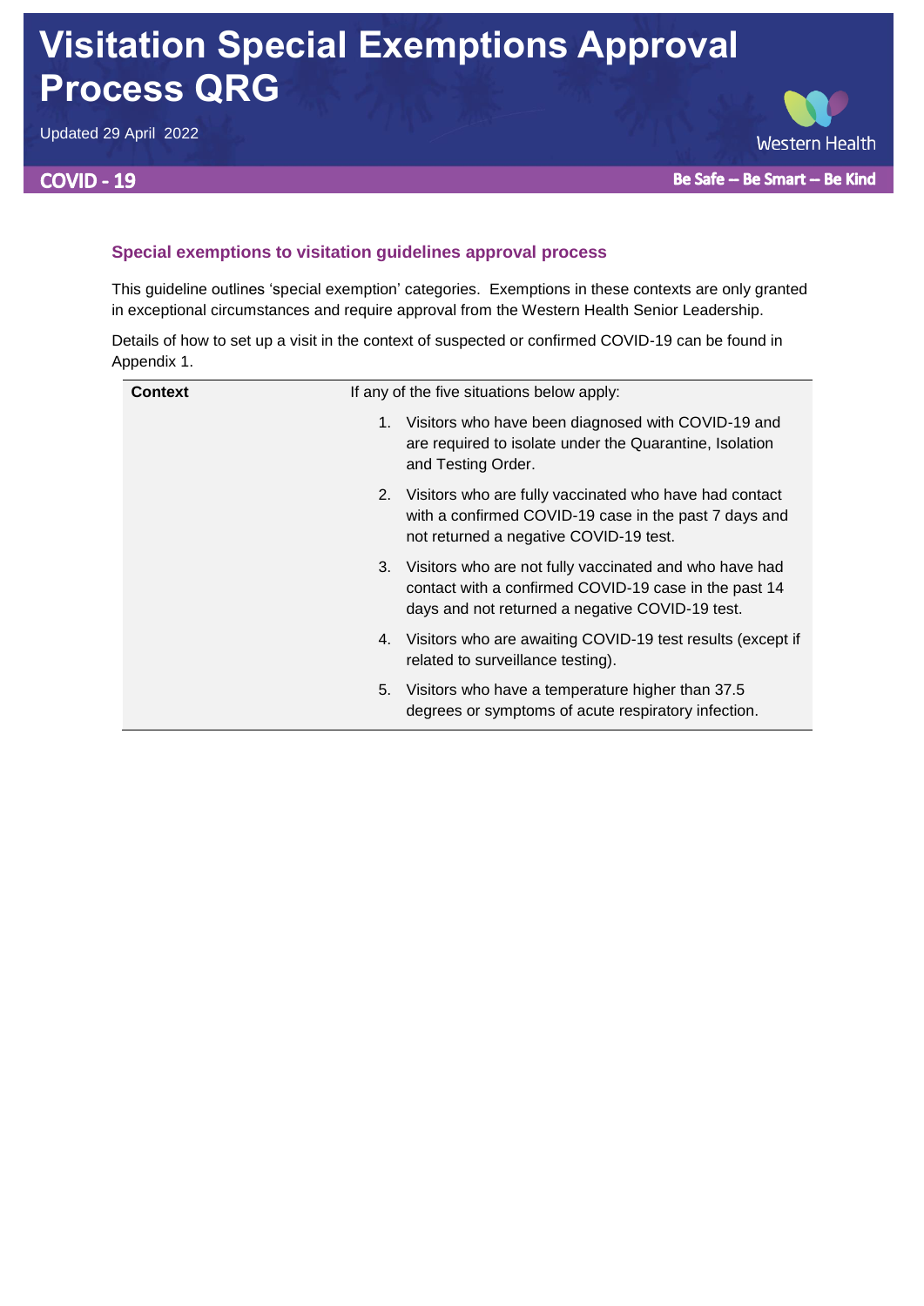# Visitation Special Exemptions Approval Process QRG

Updated 29 April 2022

**COVID - 19**

**Be Safe – Be Smart – Be Kind**

## Special exemptions to visitation guidelines approval process

This guideline outlines 'special exemption' categories. Exemptions in these contexts are only granted in exceptional circumstances and require approval from the Western Health Senior Leadership.

Details of how to set up a visit in the context of suspected or confirmed COVID-19 can be found in Appendix 1.

| **Context** | If any of the five situations below apply:<br>1. Visitors who have been diagnosed with COVID-19 and are required to isolate under the Quarantine, Isolation and Testing Order.<br>2. Visitors who are fully vaccinated who have had contact with a confirmed COVID-19 case in the past 7 days and not returned a negative COVID-19 test.<br>3. Visitors who are not fully vaccinated and who have had contact with a confirmed COVID-19 case in the past 14 days and not returned a negative COVID-19 test.<br>4. Visitors who are awaiting COVID-19 test results (except if related to surveillance testing).<br>5. Visitors who have a temperature higher than 37.5 degrees or symptoms of acute respiratory infection. |
|---|---|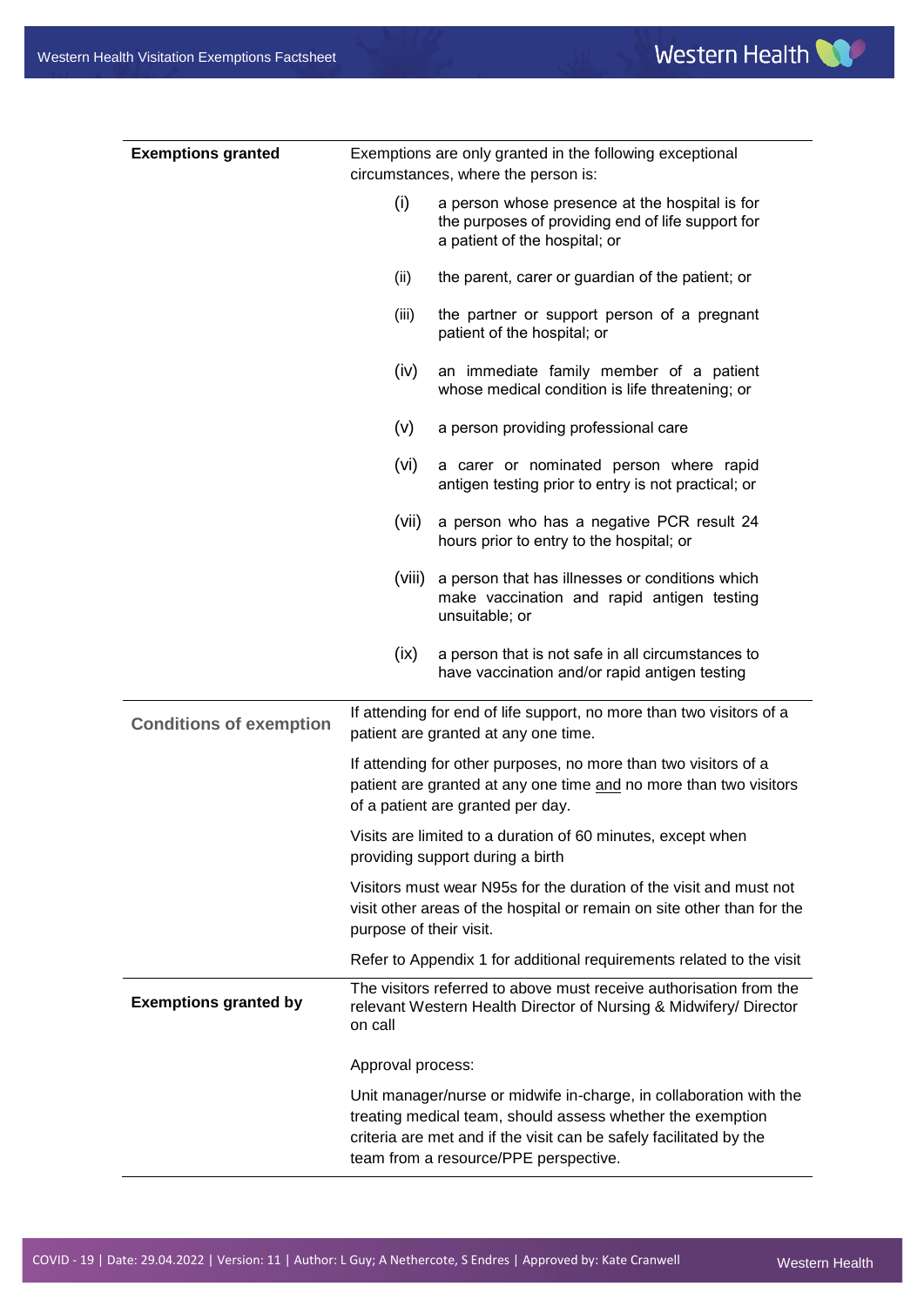| | |
|---|---|
| **Exemptions granted** | Exemptions are only granted in the following exceptional circumstances, where the person is:<br>(i) a person whose presence at the hospital is for the purposes of providing end of life support for a patient of the hospital; or<br>(ii) the parent, carer or guardian of the patient; or<br>(iii) the partner or support person of a pregnant patient of the hospital; or<br>(iv) an immediate family member of a patient whose medical condition is life threatening; or<br>(v) a person providing professional care<br>(vi) a carer or nominated person where rapid antigen testing prior to entry is not practical; or<br>(vii) a person who has a negative PCR result 24 hours prior to entry to the hospital; or<br>(viii) a person that has illnesses or conditions which make vaccination and rapid antigen testing unsuitable; or<br>(ix) a person that is not safe in all circumstances to have vaccination and/or rapid antigen testing |
| **Conditions of exemption** | If attending for end of life support, no more than two visitors of a patient are granted at any one time.<br><br>If attending for other purposes, no more than two visitors of a patient are granted at any one time <u>and</u> no more than two visitors of a patient are granted per day.<br><br>Visits are limited to a duration of 60 minutes, except when providing support during a birth<br><br>Visitors must wear N95s for the duration of the visit and must not visit other areas of the hospital or remain on site other than for the purpose of their visit.<br><br>Refer to Appendix 1 for additional requirements related to the visit |
| **Exemptions granted by** | The visitors referred to above must receive authorisation from the relevant Western Health Director of Nursing & Midwifery/ Director on call<br><br>Approval process:<br><br>Unit manager/nurse or midwife in-charge, in collaboration with the treating medical team, should assess whether the exemption criteria are met and if the visit can be safely facilitated by the team from a resource/PPE perspective. |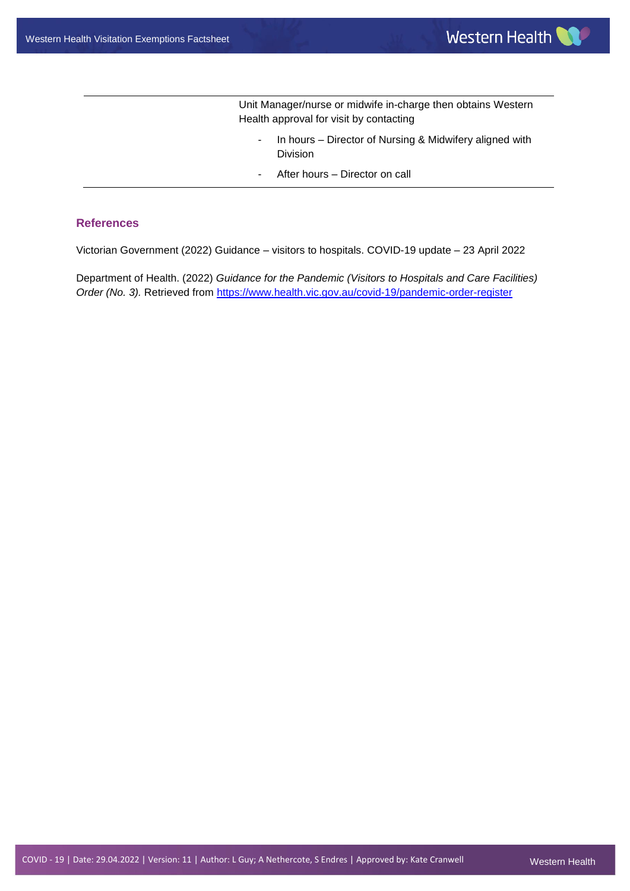| | |
|---|---|
| | Unit Manager/nurse or midwife in-charge then obtains Western Health approval for visit by contacting<br>- In hours – Director of Nursing & Midwifery aligned with Division<br>- After hours – Director on call |

## References

Victorian Government (2022) Guidance – visitors to hospitals. COVID-19 update – 23 April 2022

Department of Health. (2022) *Guidance for the Pandemic (Visitors to Hospitals and Care Facilities) Order (No. 3).* Retrieved from https://www.health.vic.gov.au/covid-19/pandemic-order-register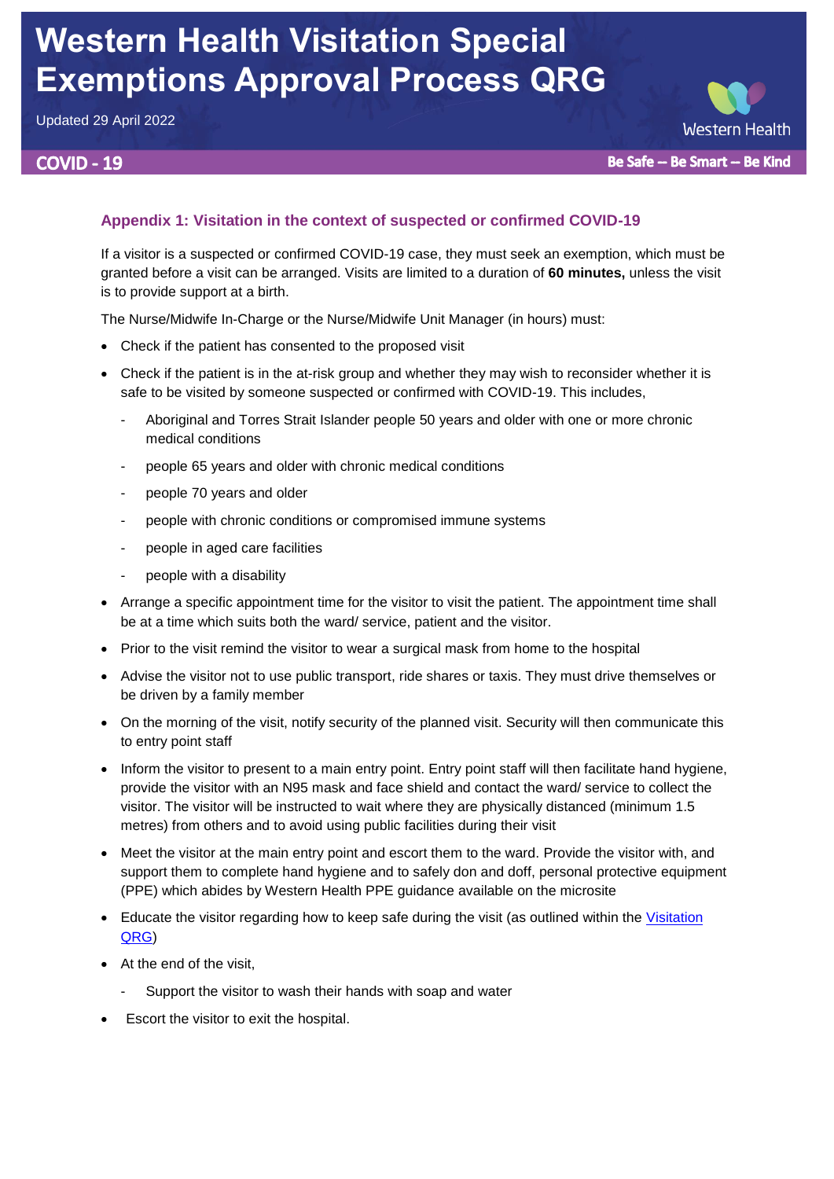## Appendix 1: Visitation in the context of suspected or confirmed COVID-19

If a visitor is a suspected or confirmed COVID-19 case, they must seek an exemption, which must be granted before a visit can be arranged. Visits are limited to a duration of **60 minutes,** unless the visit is to provide support at a birth.

The Nurse/Midwife In-Charge or the Nurse/Midwife Unit Manager (in hours) must:

- Check if the patient has consented to the proposed visit
- Check if the patient is in the at-risk group and whether they may wish to reconsider whether it is safe to be visited by someone suspected or confirmed with COVID-19. This includes,
  - Aboriginal and Torres Strait Islander people 50 years and older with one or more chronic medical conditions
  - people 65 years and older with chronic medical conditions
  - people 70 years and older
  - people with chronic conditions or compromised immune systems
  - people in aged care facilities
  - people with a disability
- Arrange a specific appointment time for the visitor to visit the patient. The appointment time shall be at a time which suits both the ward/ service, patient and the visitor.
- Prior to the visit remind the visitor to wear a surgical mask from home to the hospital
- Advise the visitor not to use public transport, ride shares or taxis. They must drive themselves or be driven by a family member
- On the morning of the visit, notify security of the planned visit. Security will then communicate this to entry point staff
- Inform the visitor to present to a main entry point. Entry point staff will then facilitate hand hygiene, provide the visitor with an N95 mask and face shield and contact the ward/ service to collect the visitor. The visitor will be instructed to wait where they are physically distanced (minimum 1.5 metres) from others and to avoid using public facilities during their visit
- Meet the visitor at the main entry point and escort them to the ward. Provide the visitor with, and support them to complete hand hygiene and to safely don and doff, personal protective equipment (PPE) which abides by Western Health PPE guidance available on the microsite
- Educate the visitor regarding how to keep safe during the visit (as outlined within the [Visitation QRG](#))
- At the end of the visit,
  - Support the visitor to wash their hands with soap and water
- Escort the visitor to exit the hospital.